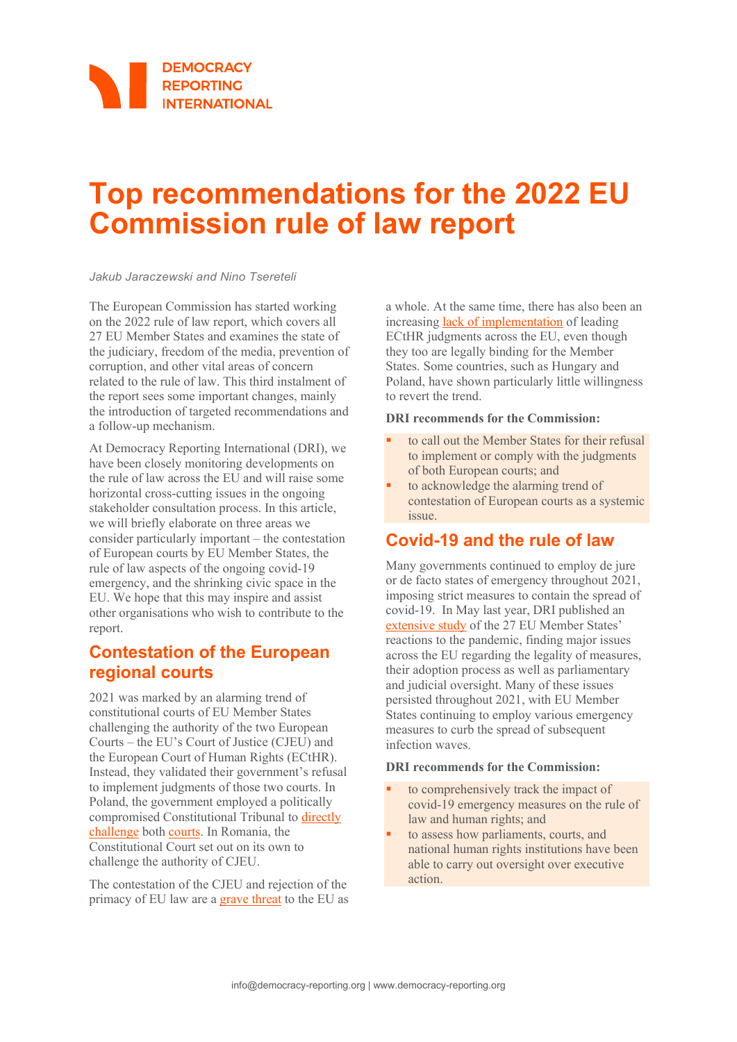DEMOCRACY REPORTING INTERNATIONAL

# Top recommendations for the 2022 EU Commission rule of law report

*Jakub Jaraczewski and Nino Tsereteli*

The European Commission has started working on the 2022 rule of law report, which covers all 27 EU Member States and examines the state of the judiciary, freedom of the media, prevention of corruption, and other vital areas of concern related to the rule of law. This third instalment of the report sees some important changes, mainly the introduction of targeted recommendations and a follow-up mechanism.

At Democracy Reporting International (DRI), we have been closely monitoring developments on the rule of law across the EU and will raise some horizontal cross-cutting issues in the ongoing stakeholder consultation process. In this article, we will briefly elaborate on three areas we consider particularly important – the contestation of European courts by EU Member States, the rule of law aspects of the ongoing covid-19 emergency, and the shrinking civic space in the EU. We hope that this may inspire and assist other organisations who wish to contribute to the report.

## Contestation of the European regional courts

2021 was marked by an alarming trend of constitutional courts of EU Member States challenging the authority of the two European Courts – the EU's Court of Justice (CJEU) and the European Court of Human Rights (ECtHR). Instead, they validated their government's refusal to implement judgments of those two courts. In Poland, the government employed a politically compromised Constitutional Tribunal to directly challenge both courts. In Romania, the Constitutional Court set out on its own to challenge the authority of CJEU.

The contestation of the CJEU and rejection of the primacy of EU law are a grave threat to the EU as a whole. At the same time, there has also been an increasing lack of implementation of leading ECtHR judgments across the EU, even though they too are legally binding for the Member States. Some countries, such as Hungary and Poland, have shown particularly little willingness to revert the trend.

**DRI recommends for the Commission:**

- to call out the Member States for their refusal to implement or comply with the judgments of both European courts; and
- to acknowledge the alarming trend of contestation of European courts as a systemic issue.

## Covid-19 and the rule of law

Many governments continued to employ de jure or de facto states of emergency throughout 2021, imposing strict measures to contain the spread of covid-19. In May last year, DRI published an extensive study of the 27 EU Member States' reactions to the pandemic, finding major issues across the EU regarding the legality of measures, their adoption process as well as parliamentary and judicial oversight. Many of these issues persisted throughout 2021, with EU Member States continuing to employ various emergency measures to curb the spread of subsequent infection waves.

**DRI recommends for the Commission:**

- to comprehensively track the impact of covid-19 emergency measures on the rule of law and human rights; and
- to assess how parliaments, courts, and national human rights institutions have been able to carry out oversight over executive action.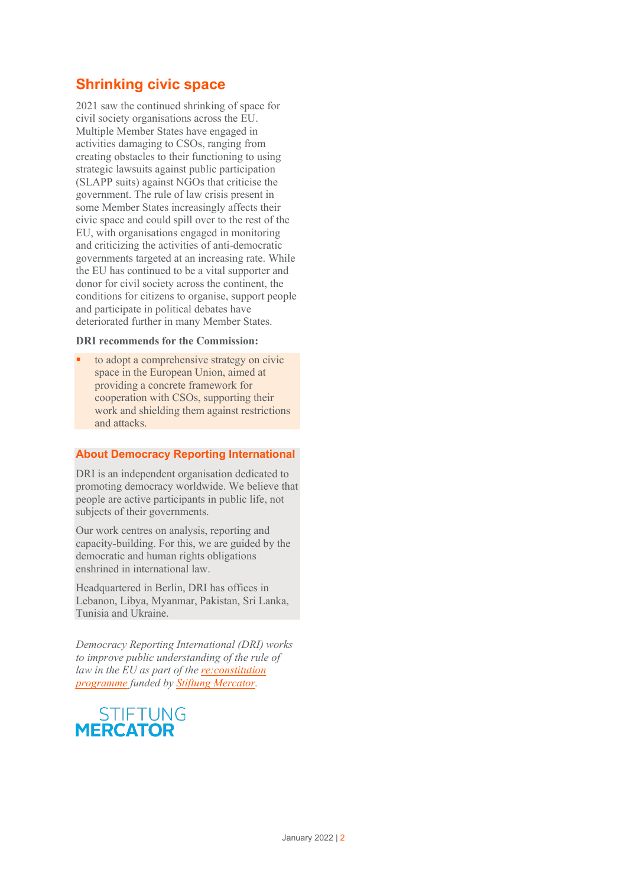## Shrinking civic space

2021 saw the continued shrinking of space for civil society organisations across the EU. Multiple Member States have engaged in activities damaging to CSOs, ranging from creating obstacles to their functioning to using strategic lawsuits against public participation (SLAPP suits) against NGOs that criticise the government. The rule of law crisis present in some Member States increasingly affects their civic space and could spill over to the rest of the EU, with organisations engaged in monitoring and criticizing the activities of anti-democratic governments targeted at an increasing rate. While the EU has continued to be a vital supporter and donor for civil society across the continent, the conditions for citizens to organise, support people and participate in political debates have deteriorated further in many Member States.

**DRI recommends for the Commission:**

- to adopt a comprehensive strategy on civic space in the European Union, aimed at providing a concrete framework for cooperation with CSOs, supporting their work and shielding them against restrictions and attacks.

### About Democracy Reporting International

DRI is an independent organisation dedicated to promoting democracy worldwide. We believe that people are active participants in public life, not subjects of their governments.

Our work centres on analysis, reporting and capacity-building. For this, we are guided by the democratic and human rights obligations enshrined in international law.

Headquartered in Berlin, DRI has offices in Lebanon, Libya, Myanmar, Pakistan, Sri Lanka, Tunisia and Ukraine.

*Democracy Reporting International (DRI) works to improve public understanding of the rule of law in the EU as part of the re:constitution programme funded by Stiftung Mercator.*

STIFTUNG MERCATOR